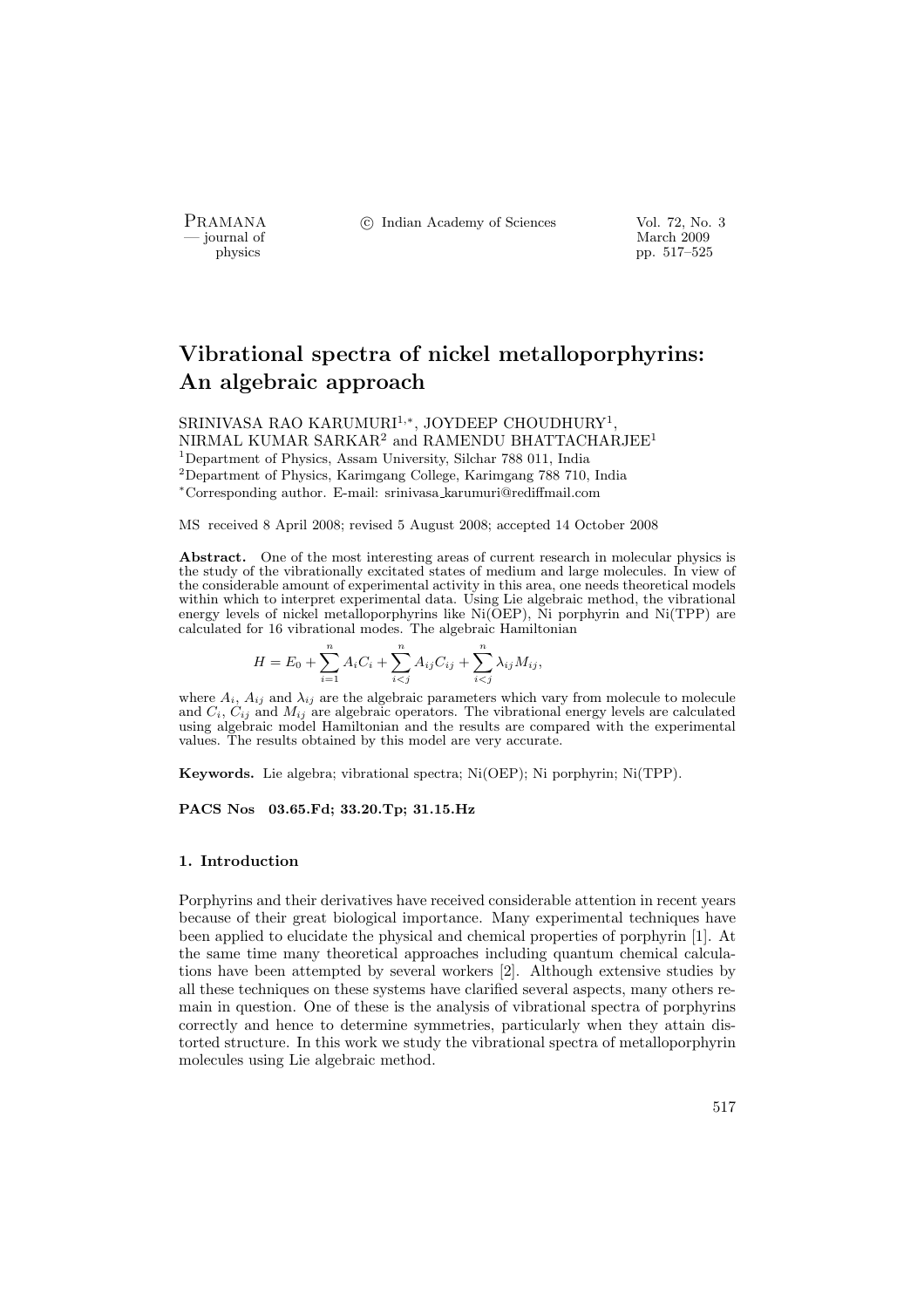# Vibrational spectra of nickel metalloporphyrins: An algebraic approach

SRINIVASA RAO KARUMURI[1,*], JOYDEEP CHOUDHURY[1], NIRMAL KUMAR SARKAR[2] and RAMENDU BHATTACHARJEE[1]

[1]Department of Physics, Assam University, Silchar 788 011, India
[2]Department of Physics, Karimgang College, Karimgang 788 710, India
[*]Corresponding author. E-mail: srinivasa_karumuri@rediffmail.com

MS received 8 April 2008; revised 5 August 2008; accepted 14 October 2008

**Abstract.** One of the most interesting areas of current research in molecular physics is the study of the vibrationally excitated states of medium and large molecules. In view of the considerable amount of experimental activity in this area, one needs theoretical models within which to interpret experimental data. Using Lie algebraic method, the vibrational energy levels of nickel metalloporphyrins like Ni(OEP), Ni porphyrin and Ni(TPP) are calculated for 16 vibrational modes. The algebraic Hamiltonian

$$H = E_0 + \sum_{i=1}^{n} A_i C_i + \sum_{i<j}^{n} A_{ij} C_{ij} + \sum_{i<j}^{n} \lambda_{ij} M_{ij},$$

where $A_i$, $A_{ij}$ and $\lambda_{ij}$ are the algebraic parameters which vary from molecule to molecule and $C_i$, $C_{ij}$ and $M_{ij}$ are algebraic operators. The vibrational energy levels are calculated using algebraic model Hamiltonian and the results are compared with the experimental values. The results obtained by this model are very accurate.

**Keywords.** Lie algebra; vibrational spectra; Ni(OEP); Ni porphyrin; Ni(TPP).

**PACS Nos 03.65.Fd; 33.20.Tp; 31.15.Hz**

## 1. Introduction

Porphyrins and their derivatives have received considerable attention in recent years because of their great biological importance. Many experimental techniques have been applied to elucidate the physical and chemical properties of porphyrin [1]. At the same time many theoretical approaches including quantum chemical calculations have been attempted by several workers [2]. Although extensive studies by all these techniques on these systems have clarified several aspects, many others remain in question. One of these is the analysis of vibrational spectra of porphyrins correctly and hence to determine symmetries, particularly when they attain distorted structure. In this work we study the vibrational spectra of metalloporphyrin molecules using Lie algebraic method.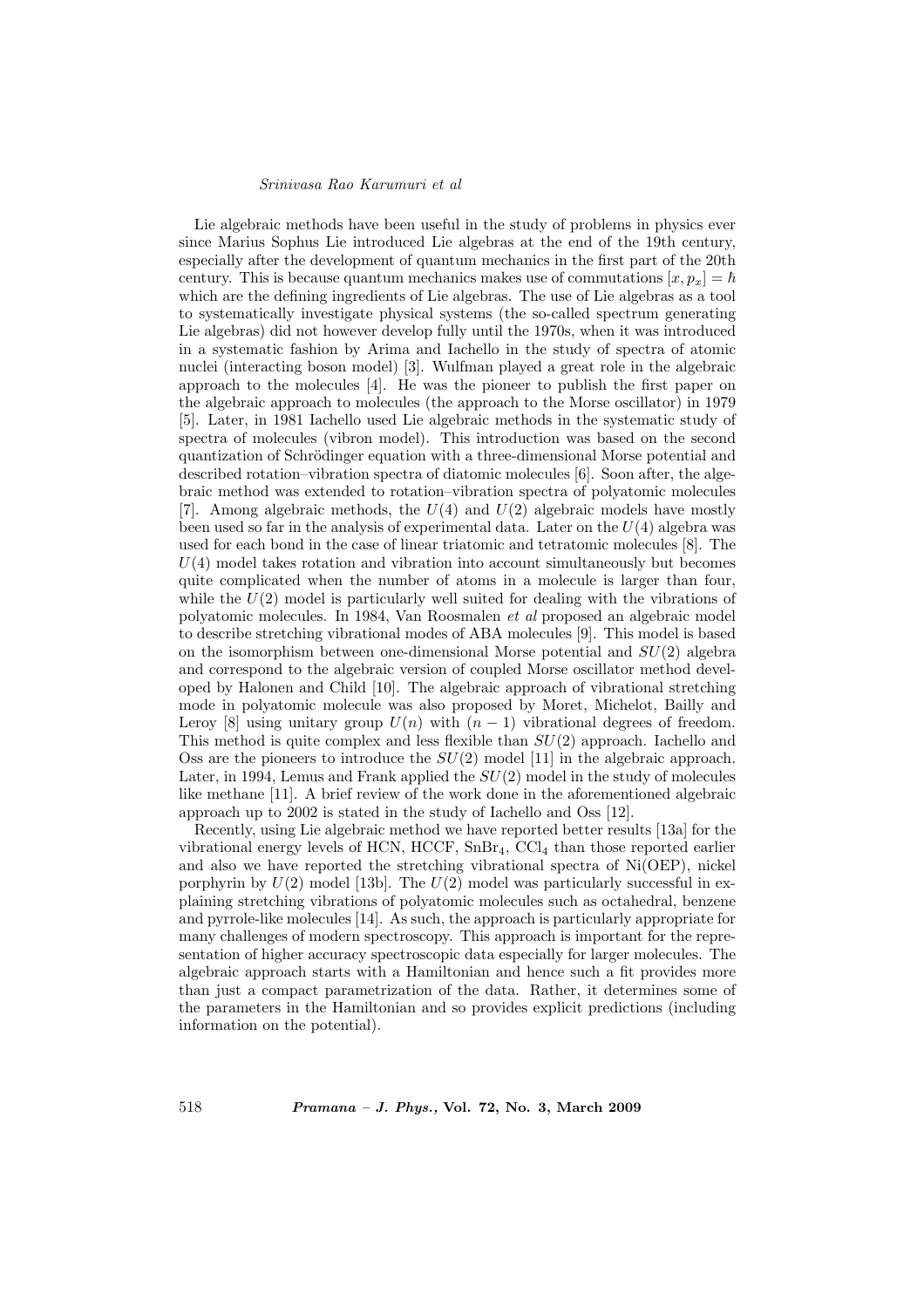Lie algebraic methods have been useful in the study of problems in physics ever since Marius Sophus Lie introduced Lie algebras at the end of the 19th century, especially after the development of quantum mechanics in the first part of the 20th century. This is because quantum mechanics makes use of commutations $[x, p_x] = \hbar$ which are the defining ingredients of Lie algebras. The use of Lie algebras as a tool to systematically investigate physical systems (the so-called spectrum generating Lie algebras) did not however develop fully until the 1970s, when it was introduced in a systematic fashion by Arima and Iachello in the study of spectra of atomic nuclei (interacting boson model) [3]. Wulfman played a great role in the algebraic approach to the molecules [4]. He was the pioneer to publish the first paper on the algebraic approach to molecules (the approach to the Morse oscillator) in 1979 [5]. Later, in 1981 Iachello used Lie algebraic methods in the systematic study of spectra of molecules (vibron model). This introduction was based on the second quantization of Schrödinger equation with a three-dimensional Morse potential and described rotation–vibration spectra of diatomic molecules [6]. Soon after, the algebraic method was extended to rotation–vibration spectra of polyatomic molecules [7]. Among algebraic methods, the $U(4)$ and $U(2)$ algebraic models have mostly been used so far in the analysis of experimental data. Later on the $U(4)$ algebra was used for each bond in the case of linear triatomic and tetratomic molecules [8]. The $U(4)$ model takes rotation and vibration into account simultaneously but becomes quite complicated when the number of atoms in a molecule is larger than four, while the $U(2)$ model is particularly well suited for dealing with the vibrations of polyatomic molecules. In 1984, Van Roosmalen *et al* proposed an algebraic model to describe stretching vibrational modes of ABA molecules [9]. This model is based on the isomorphism between one-dimensional Morse potential and $SU(2)$ algebra and correspond to the algebraic version of coupled Morse oscillator method developed by Halonen and Child [10]. The algebraic approach of vibrational stretching mode in polyatomic molecule was also proposed by Moret, Michelot, Bailly and Leroy [8] using unitary group $U(n)$ with $(n-1)$ vibrational degrees of freedom. This method is quite complex and less flexible than $SU(2)$ approach. Iachello and Oss are the pioneers to introduce the $SU(2)$ model [11] in the algebraic approach. Later, in 1994, Lemus and Frank applied the $SU(2)$ model in the study of molecules like methane [11]. A brief review of the work done in the aforementioned algebraic approach up to 2002 is stated in the study of Iachello and Oss [12].

Recently, using Lie algebraic method we have reported better results [13a] for the vibrational energy levels of HCN, HCCF, $SnBr_4$, $CCl_4$ than those reported earlier and also we have reported the stretching vibrational spectra of Ni(OEP), nickel porphyrin by $U(2)$ model [13b]. The $U(2)$ model was particularly successful in explaining stretching vibrations of polyatomic molecules such as octahedral, benzene and pyrrole-like molecules [14]. As such, the approach is particularly appropriate for many challenges of modern spectroscopy. This approach is important for the representation of higher accuracy spectroscopic data especially for larger molecules. The algebraic approach starts with a Hamiltonian and hence such a fit provides more than just a compact parametrization of the data. Rather, it determines some of the parameters in the Hamiltonian and so provides explicit predictions (including information on the potential).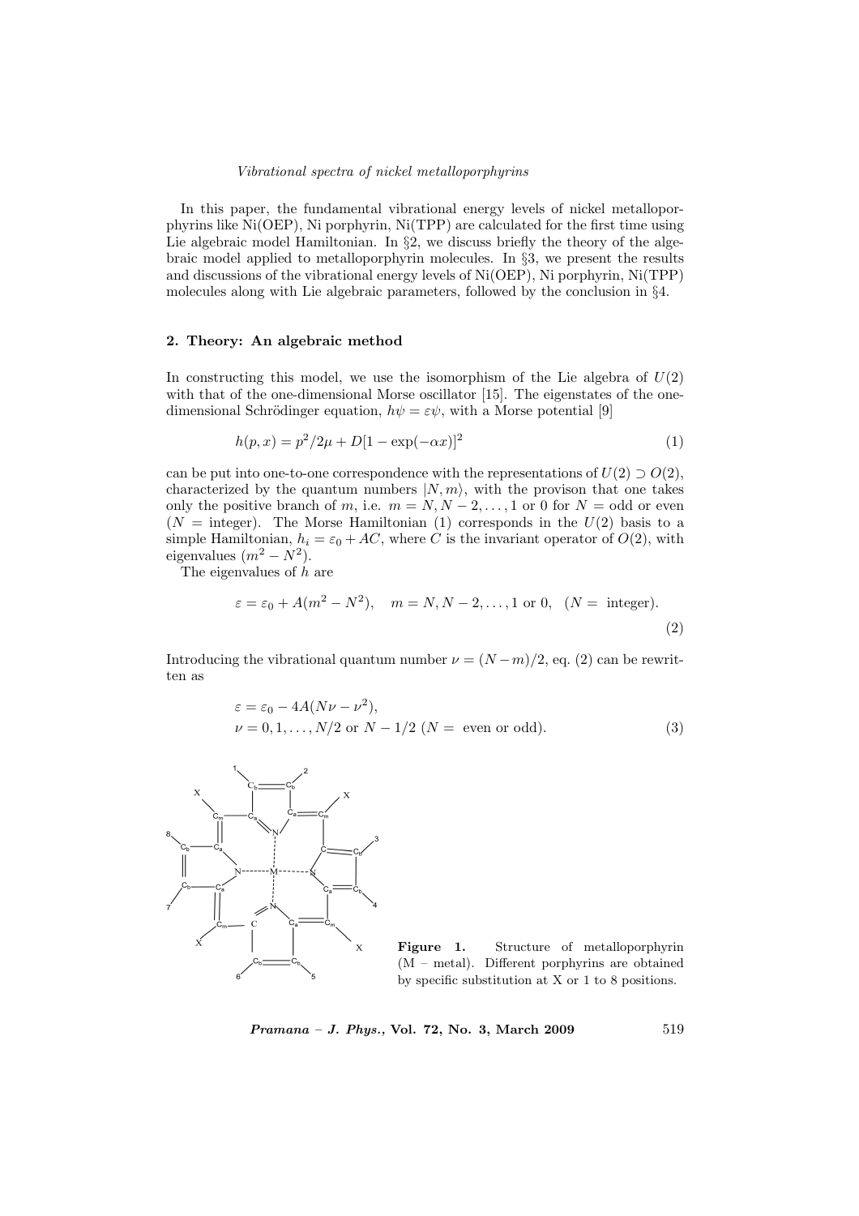In this paper, the fundamental vibrational energy levels of nickel metalloporphyrins like Ni(OEP), Ni porphyrin, Ni(TPP) are calculated for the first time using Lie algebraic model Hamiltonian. In §2, we discuss briefly the theory of the algebraic model applied to metalloporphyrin molecules. In §3, we present the results and discussions of the vibrational energy levels of Ni(OEP), Ni porphyrin, Ni(TPP) molecules along with Lie algebraic parameters, followed by the conclusion in §4.

## 2. Theory: An algebraic method

In constructing this model, we use the isomorphism of the Lie algebra of $U(2)$ with that of the one-dimensional Morse oscillator [15]. The eigenstates of the one-dimensional Schrödinger equation, $h\psi = \varepsilon\psi$, with a Morse potential [9]

$$h(p,x) = p^2/2\mu + D[1 - \exp(-\alpha x)]^2 \tag{1}$$

can be put into one-to-one correspondence with the representations of $U(2) \supset O(2)$, characterized by the quantum numbers $|N, m\rangle$, with the provison that one takes only the positive branch of $m$, i.e. $m = N, N-2, \ldots, 1$ or $0$ for $N =$ odd or even ($N =$ integer). The Morse Hamiltonian (1) corresponds in the $U(2)$ basis to a simple Hamiltonian, $h_i = \varepsilon_0 + AC$, where $C$ is the invariant operator of $O(2)$, with eigenvalues $(m^2 - N^2)$.

The eigenvalues of $h$ are

$$\varepsilon = \varepsilon_0 + A(m^2 - N^2), \quad m = N, N-2, \ldots, 1 \text{ or } 0, \quad (N = \text{ integer}). \tag{2}$$

Introducing the vibrational quantum number $\nu = (N - m)/2$, eq. (2) can be rewritten as

$$\begin{aligned} &\varepsilon = \varepsilon_0 - 4A(N\nu - \nu^2), \\ &\nu = 0, 1, \ldots, N/2 \text{ or } N - 1/2 \ (N = \text{ even or odd}). \end{aligned} \tag{3}$$

**Figure 1.** Structure of metalloporphyrin (M – metal). Different porphyrins are obtained by specific substitution at X or 1 to 8 positions.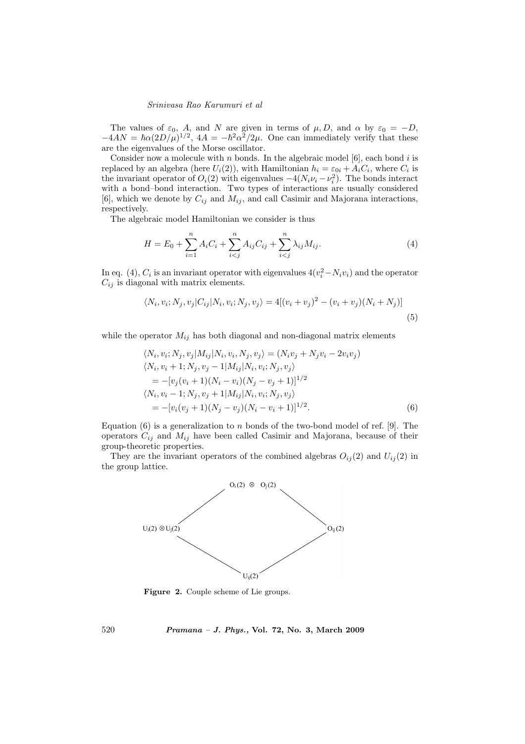The values of $\varepsilon_0$, $A$, and $N$ are given in terms of $\mu, D$, and $\alpha$ by $\varepsilon_0 = -D$, $-4AN = \hbar\alpha(2D/\mu)^{1/2}$, $4A = -\hbar^2\alpha^2/2\mu$. One can immediately verify that these are the eigenvalues of the Morse oscillator.

Consider now a molecule with $n$ bonds. In the algebraic model [6], each bond $i$ is replaced by an algebra (here $U_i(2)$), with Hamiltonian $h_i = \varepsilon_{0i} + A_i C_i$, where $C_i$ is the invariant operator of $O_i(2)$ with eigenvalues $-4(N_i\nu_i - \nu_i^2)$. The bonds interact with a bond–bond interaction. Two types of interactions are usually considered [6], which we denote by $C_{ij}$ and $M_{ij}$, and call Casimir and Majorana interactions, respectively.

The algebraic model Hamiltonian we consider is thus

$$H = E_0 + \sum_{i=1}^{n} A_i C_i + \sum_{i<j}^{n} A_{ij} C_{ij} + \sum_{i<j}^{n} \lambda_{ij} M_{ij}. \tag{4}$$

In eq. (4), $C_i$ is an invariant operator with eigenvalues $4(v_i^2 - N_i v_i)$ and the operator $C_{ij}$ is diagonal with matrix elements.

$$\langle N_i, v_i; N_j, v_j | C_{ij} | N_i, v_i; N_j, v_j \rangle = 4[(v_i + v_j)^2 - (v_i + v_j)(N_i + N_j)] \tag{5}$$

while the operator $M_{ij}$ has both diagonal and non-diagonal matrix elements

$$\begin{aligned}
&\langle N_i, v_i; N_j, v_j | M_{ij} | N_i, v_i, N_j, v_j \rangle = (N_i v_j + N_j v_i - 2 v_i v_j) \\
&\langle N_i, v_i + 1; N_j, v_j - 1 | M_{ij} | N_i, v_i; N_j, v_j \rangle \\
&\quad = -[v_j(v_i + 1)(N_i - v_i)(N_j - v_j + 1)]^{1/2} \\
&\langle N_i, v_i - 1; N_j, v_j + 1 | M_{ij} | N_i, v_i; N_j, v_j \rangle \\
&\quad = -[v_i(v_j + 1)(N_j - v_j)(N_i - v_i + 1)]^{1/2}.
\end{aligned} \tag{6}$$

Equation (6) is a generalization to $n$ bonds of the two-bond model of ref. [9]. The operators $C_{ij}$ and $M_{ij}$ have been called Casimir and Majorana, because of their group-theoretic properties.

They are the invariant operators of the combined algebras $O_{ij}(2)$ and $U_{ij}(2)$ in the group lattice.

$O_i(2) \otimes O_j(2)$

$U_i(2) \otimes U_j(2)$ $\qquad$ $O_{ij}(2)$

$U_{ij}(2)$

**Figure 2.** Couple scheme of Lie groups.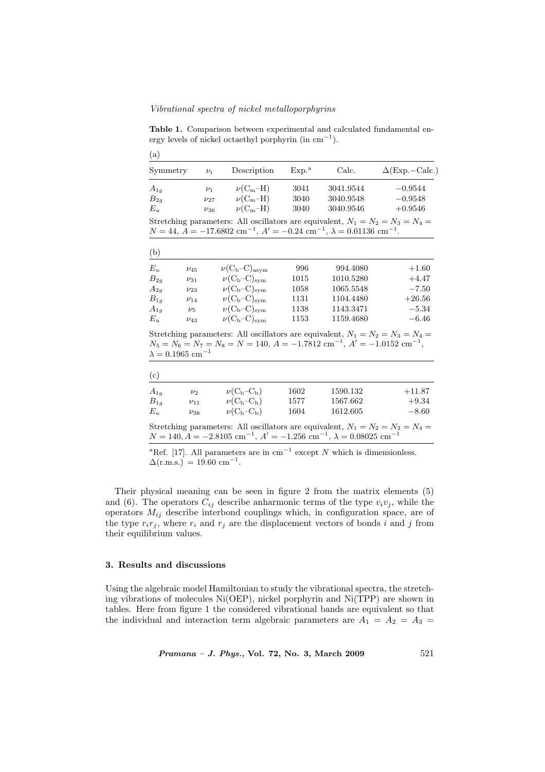**Table 1.** Comparison between experimental and calculated fundamental energy levels of nickel octaethyl porphyrin (in $\mathrm{cm}^{-1}$).

(a)

| Symmetry | $\nu_i$ | Description | Exp.[a] | Calc. | $\Delta$(Exp.−Calc.) |
|---|---|---|---|---|---|
| $A_{1g}$ | $\nu_1$ | $\nu(\mathrm{C_m–H})$ | 3041 | 3041.9544 | −0.9544 |
| $B_{2g}$ | $\nu_{27}$ | $\nu(\mathrm{C_m–H})$ | 3040 | 3040.9548 | −0.9548 |
| $E_u$ | $\nu_{36}$ | $\nu(\mathrm{C_m–H})$ | 3040 | 3040.9546 | +0.9546 |

Stretching parameters: All oscillators are equivalent, $N_1 = N_2 = N_3 = N_4 = N = 44$, $A = -17.6802\ \mathrm{cm}^{-1}$, $A' = -0.24\ \mathrm{cm}^{-1}$, $\lambda = 0.01136\ \mathrm{cm}^{-1}$.

(b)

| Symmetry | $\nu_i$ | Description | Exp.[a] | Calc. | $\Delta$(Exp.−Calc.) |
|---|---|---|---|---|---|
| $E_u$ | $\nu_{45}$ | $\nu(\mathrm{C_b–C})_{\mathrm{asym}}$ | 996 | 994.4080 | +1.60 |
| $B_{2g}$ | $\nu_{31}$ | $\nu(\mathrm{C_b–C})_{\mathrm{sym}}$ | 1015 | 1010.5280 | +4.47 |
| $A_{2g}$ | $\nu_{23}$ | $\nu(\mathrm{C_b–C})_{\mathrm{sym}}$ | 1058 | 1065.5548 | −7.50 |
| $B_{1g}$ | $\nu_{14}$ | $\nu(\mathrm{C_b–C})_{\mathrm{sym}}$ | 1131 | 1104.4480 | +26.56 |
| $A_{1g}$ | $\nu_5$ | $\nu(\mathrm{C_b–C})_{\mathrm{sym}}$ | 1138 | 1143.3471 | −5.34 |
| $E_u$ | $\nu_{43}$ | $\nu(\mathrm{C_b–C})_{\mathrm{sym}}$ | 1153 | 1159.4680 | −6.46 |

Stretching parameters: All oscillators are equivalent, $N_1 = N_2 = N_3 = N_4 = N_5 = N_6 = N_7 = N_8 = N = 140$, $A = -1.7812\ \mathrm{cm}^{-1}$, $A' = -1.0152\ \mathrm{cm}^{-1}$, $\lambda = 0.1965\ \mathrm{cm}^{-1}$

(c)

| Symmetry | $\nu_i$ | Description | Exp.[a] | Calc. | $\Delta$(Exp.−Calc.) |
|---|---|---|---|---|---|
| $A_{1g}$ | $\nu_2$ | $\nu(\mathrm{C_b–C_b})$ | 1602 | 1590.132 | +11.87 |
| $B_{1g}$ | $\nu_{11}$ | $\nu(\mathrm{C_b–C_b})$ | 1577 | 1567.662 | +9.34 |
| $E_u$ | $\nu_{38}$ | $\nu(\mathrm{C_b–C_b})$ | 1604 | 1612.605 | −8.60 |

Stretching parameters: All oscillators are equivalent, $N_1 = N_2 = N_3 = N_4 = N = 140$, $A = -2.8105\ \mathrm{cm}^{-1}$, $A' = -1.256\ \mathrm{cm}^{-1}$, $\lambda = 0.08025\ \mathrm{cm}^{-1}$

[a]Ref. [17]. All parameters are in $\mathrm{cm}^{-1}$ except $N$ which is dimensionless.
$\Delta(\mathrm{r.m.s.}) = 19.60\ \mathrm{cm}^{-1}$.

Their physical meaning can be seen in figure 2 from the matrix elements (5) and (6). The operators $C_{ij}$ describe anharmonic terms of the type $v_i v_j$, while the operators $M_{ij}$ describe interbond couplings which, in configuration space, are of the type $r_i r_j$, where $r_i$ and $r_j$ are the displacement vectors of bonds $i$ and $j$ from their equilibrium values.

## 3. Results and discussions

Using the algebraic model Hamiltonian to study the vibrational spectra, the stretching vibrations of molecules Ni(OEP), nickel porphyrin and Ni(TPP) are shown in tables. Here from figure 1 the considered vibrational bands are equivalent so that the individual and interaction term algebraic parameters are $A_1 = A_2 = A_3 =$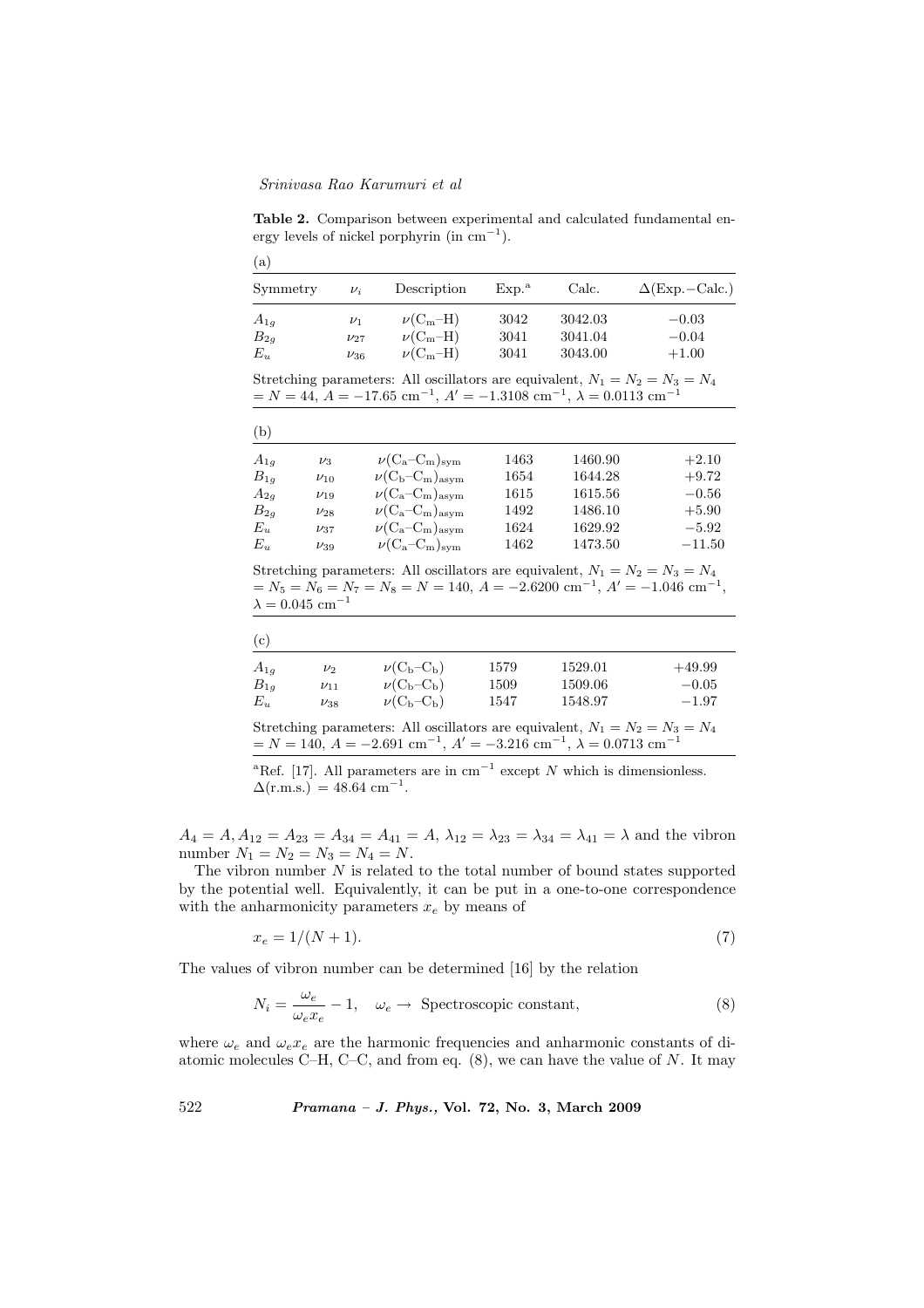**Table 2.** Comparison between experimental and calculated fundamental energy levels of nickel porphyrin (in $cm^{-1}$).

(a)

| Symmetry | $\nu_i$ | Description | Exp.[a] | Calc. | $\Delta$(Exp.−Calc.) |
|---|---|---|---|---|---|
| $A_{1g}$ | $\nu_1$ | $\nu(C_m–H)$ | 3042 | 3042.03 | −0.03 |
| $B_{2g}$ | $\nu_{27}$ | $\nu(C_m–H)$ | 3041 | 3041.04 | −0.04 |
| $E_u$ | $\nu_{36}$ | $\nu(C_m–H)$ | 3041 | 3043.00 | +1.00 |

Stretching parameters: All oscillators are equivalent, $N_1 = N_2 = N_3 = N_4 = N = 44$, $A = -17.65$ $cm^{-1}$, $A' = -1.3108$ $cm^{-1}$, $\lambda = 0.0113$ $cm^{-1}$

(b)

| Symmetry | $\nu_i$ | Description | Exp.[a] | Calc. | $\Delta$(Exp.−Calc.) |
|---|---|---|---|---|---|
| $A_{1g}$ | $\nu_3$ | $\nu(C_a–C_m)_{sym}$ | 1463 | 1460.90 | +2.10 |
| $B_{1g}$ | $\nu_{10}$ | $\nu(C_b–C_m)_{asym}$ | 1654 | 1644.28 | +9.72 |
| $A_{2g}$ | $\nu_{19}$ | $\nu(C_a–C_m)_{asym}$ | 1615 | 1615.56 | −0.56 |
| $B_{2g}$ | $\nu_{28}$ | $\nu(C_a–C_m)_{asym}$ | 1492 | 1486.10 | +5.90 |
| $E_u$ | $\nu_{37}$ | $\nu(C_a–C_m)_{asym}$ | 1624 | 1629.92 | −5.92 |
| $E_u$ | $\nu_{39}$ | $\nu(C_a–C_m)_{sym}$ | 1462 | 1473.50 | −11.50 |

Stretching parameters: All oscillators are equivalent, $N_1 = N_2 = N_3 = N_4 = N_5 = N_6 = N_7 = N_8 = N = 140$, $A = -2.6200$ $cm^{-1}$, $A' = -1.046$ $cm^{-1}$, $\lambda = 0.045$ $cm^{-1}$

(c)

| Symmetry | $\nu_i$ | Description | Exp.[a] | Calc. | $\Delta$(Exp.−Calc.) |
|---|---|---|---|---|---|
| $A_{1g}$ | $\nu_2$ | $\nu(C_b–C_b)$ | 1579 | 1529.01 | +49.99 |
| $B_{1g}$ | $\nu_{11}$ | $\nu(C_b–C_b)$ | 1509 | 1509.06 | −0.05 |
| $E_u$ | $\nu_{38}$ | $\nu(C_b–C_b)$ | 1547 | 1548.97 | −1.97 |

Stretching parameters: All oscillators are equivalent, $N_1 = N_2 = N_3 = N_4 = N = 140$, $A = -2.691$ $cm^{-1}$, $A' = -3.216$ $cm^{-1}$, $\lambda = 0.0713$ $cm^{-1}$

[a]Ref. [17]. All parameters are in $cm^{-1}$ except $N$ which is dimensionless. $\Delta$(r.m.s.) = 48.64 $cm^{-1}$.

$A_4 = A, A_{12} = A_{23} = A_{34} = A_{41} = A$, $\lambda_{12} = \lambda_{23} = \lambda_{34} = \lambda_{41} = \lambda$ and the vibron number $N_1 = N_2 = N_3 = N_4 = N$.

The vibron number $N$ is related to the total number of bound states supported by the potential well. Equivalently, it can be put in a one-to-one correspondence with the anharmonicity parameters $x_e$ by means of

$$x_e = 1/(N+1). \tag{7}$$

The values of vibron number can be determined [16] by the relation

$$N_i = \frac{\omega_e}{\omega_e x_e} - 1, \quad \omega_e \rightarrow \text{ Spectroscopic constant}, \tag{8}$$

where $\omega_e$ and $\omega_e x_e$ are the harmonic frequencies and anharmonic constants of diatomic molecules C–H, C–C, and from eq. (8), we can have the value of $N$. It may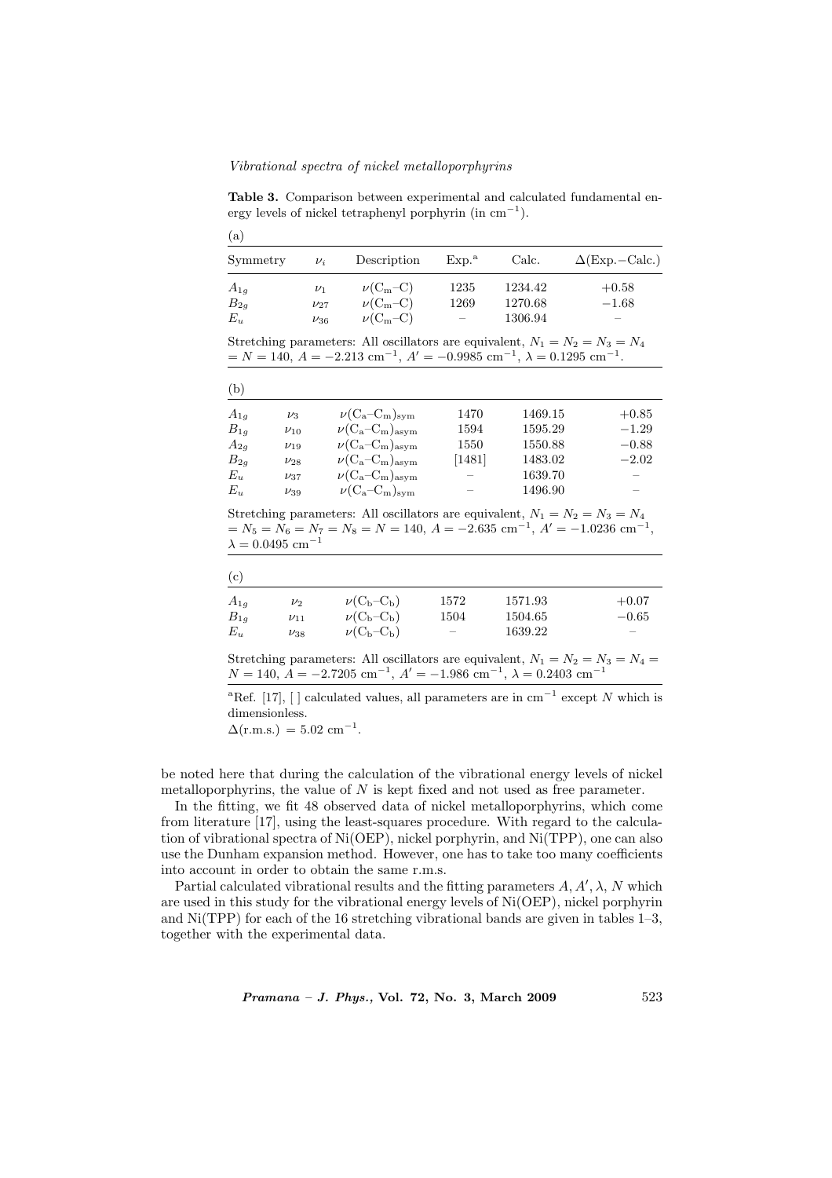**Table 3.** Comparison between experimental and calculated fundamental energy levels of nickel tetraphenyl porphyrin (in $cm^{-1}$).

(a)

| Symmetry | $\nu_i$ | Description | Exp.[a] | Calc. | $\Delta$(Exp.−Calc.) |
|---|---|---|---|---|---|
| $A_{1g}$ | $\nu_1$ | $\nu(C_m–C)$ | 1235 | 1234.42 | +0.58 |
| $B_{2g}$ | $\nu_{27}$ | $\nu(C_m–C)$ | 1269 | 1270.68 | −1.68 |
| $E_u$ | $\nu_{36}$ | $\nu(C_m–C)$ | – | 1306.94 | – |

Stretching parameters: All oscillators are equivalent, $N_1 = N_2 = N_3 = N_4 = N = 140$, $A = -2.213$ $cm^{-1}$, $A' = -0.9985$ $cm^{-1}$, $\lambda = 0.1295$ $cm^{-1}$.

(b)

| Symmetry | $\nu_i$ | Description | Exp.[a] | Calc. | $\Delta$(Exp.−Calc.) |
|---|---|---|---|---|---|
| $A_{1g}$ | $\nu_3$ | $\nu(C_a–C_m)_{sym}$ | 1470 | 1469.15 | +0.85 |
| $B_{1g}$ | $\nu_{10}$ | $\nu(C_a–C_m)_{asym}$ | 1594 | 1595.29 | −1.29 |
| $A_{2g}$ | $\nu_{19}$ | $\nu(C_a–C_m)_{asym}$ | 1550 | 1550.88 | −0.88 |
| $B_{2g}$ | $\nu_{28}$ | $\nu(C_a–C_m)_{asym}$ | [1481] | 1483.02 | −2.02 |
| $E_u$ | $\nu_{37}$ | $\nu(C_a–C_m)_{asym}$ | – | 1639.70 | – |
| $E_u$ | $\nu_{39}$ | $\nu(C_a–C_m)_{sym}$ | – | 1496.90 | – |

Stretching parameters: All oscillators are equivalent, $N_1 = N_2 = N_3 = N_4 = N_5 = N_6 = N_7 = N_8 = N = 140$, $A = -2.635$ $cm^{-1}$, $A' = -1.0236$ $cm^{-1}$, $\lambda = 0.0495$ $cm^{-1}$

(c)

| Symmetry | $\nu_i$ | Description | Exp.[a] | Calc. | $\Delta$(Exp.−Calc.) |
|---|---|---|---|---|---|
| $A_{1g}$ | $\nu_2$ | $\nu(C_b–C_b)$ | 1572 | 1571.93 | +0.07 |
| $B_{1g}$ | $\nu_{11}$ | $\nu(C_b–C_b)$ | 1504 | 1504.65 | −0.65 |
| $E_u$ | $\nu_{38}$ | $\nu(C_b–C_b)$ | – | 1639.22 | – |

Stretching parameters: All oscillators are equivalent, $N_1 = N_2 = N_3 = N_4 = N = 140$, $A = -2.7205$ $cm^{-1}$, $A' = -1.986$ $cm^{-1}$, $\lambda = 0.2403$ $cm^{-1}$

[a]Ref. [17], [ ] calculated values, all parameters are in $cm^{-1}$ except $N$ which is dimensionless.

$\Delta$(r.m.s.) = 5.02 $cm^{-1}$.

be noted here that during the calculation of the vibrational energy levels of nickel metalloporphyrins, the value of $N$ is kept fixed and not used as free parameter.

In the fitting, we fit 48 observed data of nickel metalloporphyrins, which come from literature [17], using the least-squares procedure. With regard to the calculation of vibrational spectra of Ni(OEP), nickel porphyrin, and Ni(TPP), one can also use the Dunham expansion method. However, one has to take too many coefficients into account in order to obtain the same r.m.s.

Partial calculated vibrational results and the fitting parameters $A$, $A'$, $\lambda$, $N$ which are used in this study for the vibrational energy levels of Ni(OEP), nickel porphyrin and Ni(TPP) for each of the 16 stretching vibrational bands are given in tables 1–3, together with the experimental data.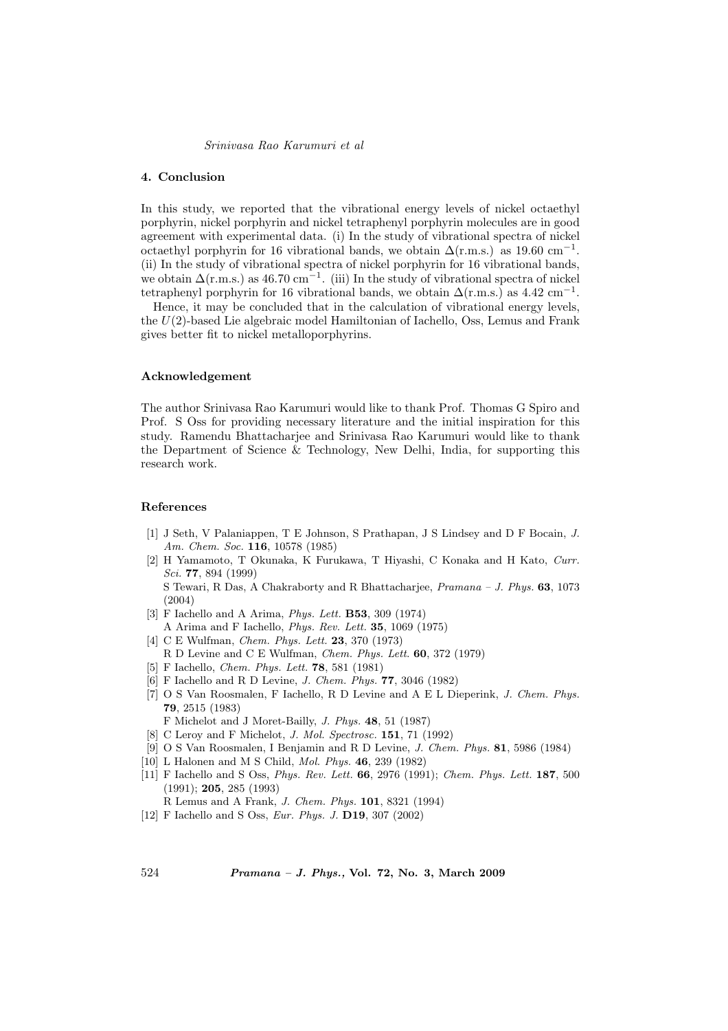## 4. Conclusion

In this study, we reported that the vibrational energy levels of nickel octaethyl porphyrin, nickel porphyrin and nickel tetraphenyl porphyrin molecules are in good agreement with experimental data. (i) In the study of vibrational spectra of nickel octaethyl porphyrin for 16 vibrational bands, we obtain $\Delta$(r.m.s.) as 19.60 cm$^{-1}$. (ii) In the study of vibrational spectra of nickel porphyrin for 16 vibrational bands, we obtain $\Delta$(r.m.s.) as 46.70 cm$^{-1}$. (iii) In the study of vibrational spectra of nickel tetraphenyl porphyrin for 16 vibrational bands, we obtain $\Delta$(r.m.s.) as 4.42 cm$^{-1}$.

Hence, it may be concluded that in the calculation of vibrational energy levels, the $U(2)$-based Lie algebraic model Hamiltonian of Iachello, Oss, Lemus and Frank gives better fit to nickel metalloporphyrins.

### Acknowledgement

The author Srinivasa Rao Karumuri would like to thank Prof. Thomas G Spiro and Prof. S Oss for providing necessary literature and the initial inspiration for this study. Ramendu Bhattacharjee and Srinivasa Rao Karumuri would like to thank the Department of Science & Technology, New Delhi, India, for supporting this research work.

### References

[1] J Seth, V Palaniappen, T E Johnson, S Prathapan, J S Lindsey and D F Bocain, *J. Am. Chem. Soc.* **116**, 10578 (1985)

[2] H Yamamoto, T Okunaka, K Furukawa, T Hiyashi, C Konaka and H Kato, *Curr. Sci.* **77**, 894 (1999)
S Tewari, R Das, A Chakraborty and R Bhattacharjee, *Pramana – J. Phys.* **63**, 1073 (2004)

[3] F Iachello and A Arima, *Phys. Lett.* **B53**, 309 (1974)
A Arima and F Iachello, *Phys. Rev. Lett.* **35**, 1069 (1975)

[4] C E Wulfman, *Chem. Phys. Lett.* **23**, 370 (1973)
R D Levine and C E Wulfman, *Chem. Phys. Lett.* **60**, 372 (1979)

[5] F Iachello, *Chem. Phys. Lett.* **78**, 581 (1981)

[6] F Iachello and R D Levine, *J. Chem. Phys.* **77**, 3046 (1982)

[7] O S Van Roosmalen, F Iachello, R D Levine and A E L Dieperink, *J. Chem. Phys.* **79**, 2515 (1983)
F Michelot and J Moret-Bailly, *J. Phys.* **48**, 51 (1987)

[8] C Leroy and F Michelot, *J. Mol. Spectrosc.* **151**, 71 (1992)

[9] O S Van Roosmalen, I Benjamin and R D Levine, *J. Chem. Phys.* **81**, 5986 (1984)

[10] L Halonen and M S Child, *Mol. Phys.* **46**, 239 (1982)

[11] F Iachello and S Oss, *Phys. Rev. Lett.* **66**, 2976 (1991); *Chem. Phys. Lett.* **187**, 500 (1991); **205**, 285 (1993)
R Lemus and A Frank, *J. Chem. Phys.* **101**, 8321 (1994)

[12] F Iachello and S Oss, *Eur. Phys. J.* **D19**, 307 (2002)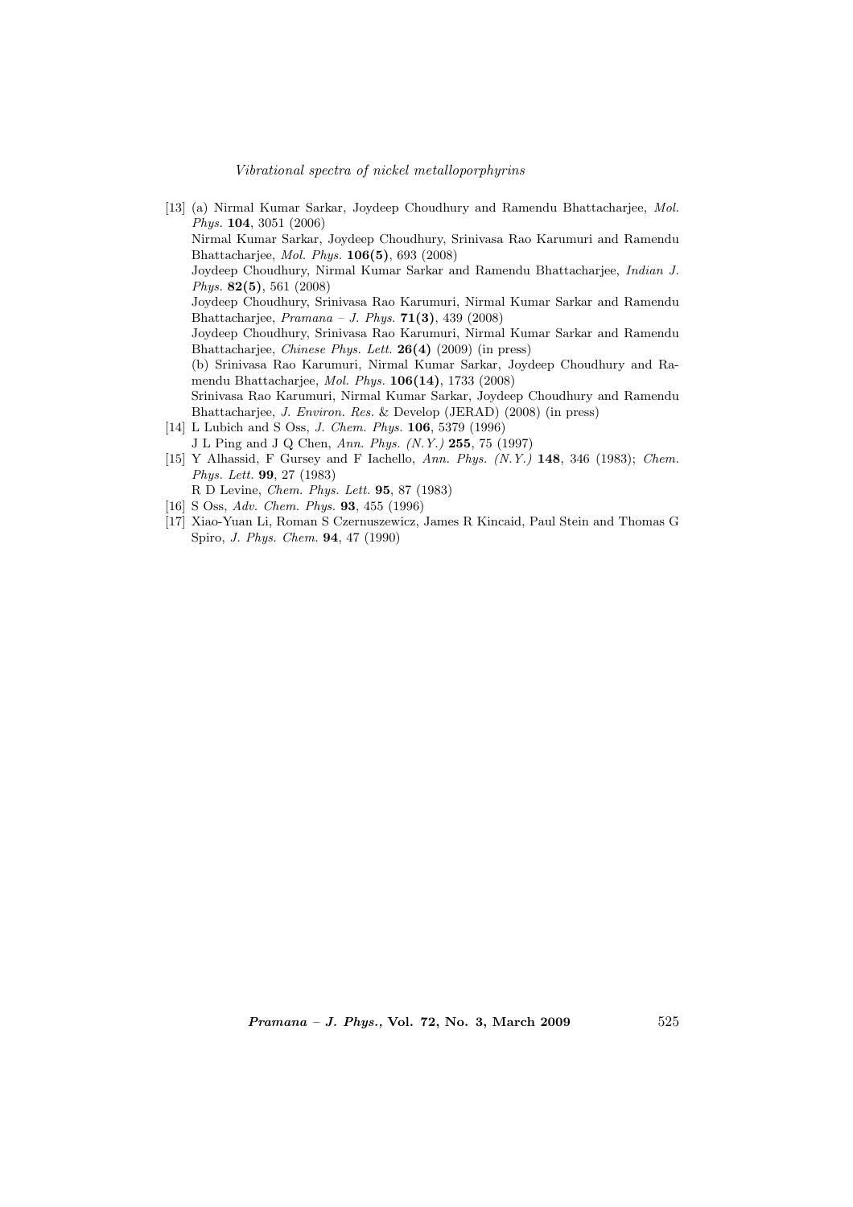[13] (a) Nirmal Kumar Sarkar, Joydeep Choudhury and Ramendu Bhattacharjee, *Mol. Phys.* **104**, 3051 (2006)
Nirmal Kumar Sarkar, Joydeep Choudhury, Srinivasa Rao Karumuri and Ramendu Bhattacharjee, *Mol. Phys.* **106(5)**, 693 (2008)
Joydeep Choudhury, Nirmal Kumar Sarkar and Ramendu Bhattacharjee, *Indian J. Phys.* **82(5)**, 561 (2008)
Joydeep Choudhury, Srinivasa Rao Karumuri, Nirmal Kumar Sarkar and Ramendu Bhattacharjee, *Pramana – J. Phys.* **71(3)**, 439 (2008)
Joydeep Choudhury, Srinivasa Rao Karumuri, Nirmal Kumar Sarkar and Ramendu Bhattacharjee, *Chinese Phys. Lett.* **26(4)** (2009) (in press)
(b) Srinivasa Rao Karumuri, Nirmal Kumar Sarkar, Joydeep Choudhury and Ramendu Bhattacharjee, *Mol. Phys.* **106(14)**, 1733 (2008)
Srinivasa Rao Karumuri, Nirmal Kumar Sarkar, Joydeep Choudhury and Ramendu Bhattacharjee, *J. Environ. Res.* & Develop (JERAD) (2008) (in press)

[14] L Lubich and S Oss, *J. Chem. Phys.* **106**, 5379 (1996)
J L Ping and J Q Chen, *Ann. Phys. (N.Y.)* **255**, 75 (1997)

[15] Y Alhassid, F Gursey and F Iachello, *Ann. Phys. (N.Y.)* **148**, 346 (1983); *Chem. Phys. Lett.* **99**, 27 (1983)
R D Levine, *Chem. Phys. Lett.* **95**, 87 (1983)

[16] S Oss, *Adv. Chem. Phys.* **93**, 455 (1996)

[17] Xiao-Yuan Li, Roman S Czernuszewicz, James R Kincaid, Paul Stein and Thomas G Spiro, *J. Phys. Chem.* **94**, 47 (1990)